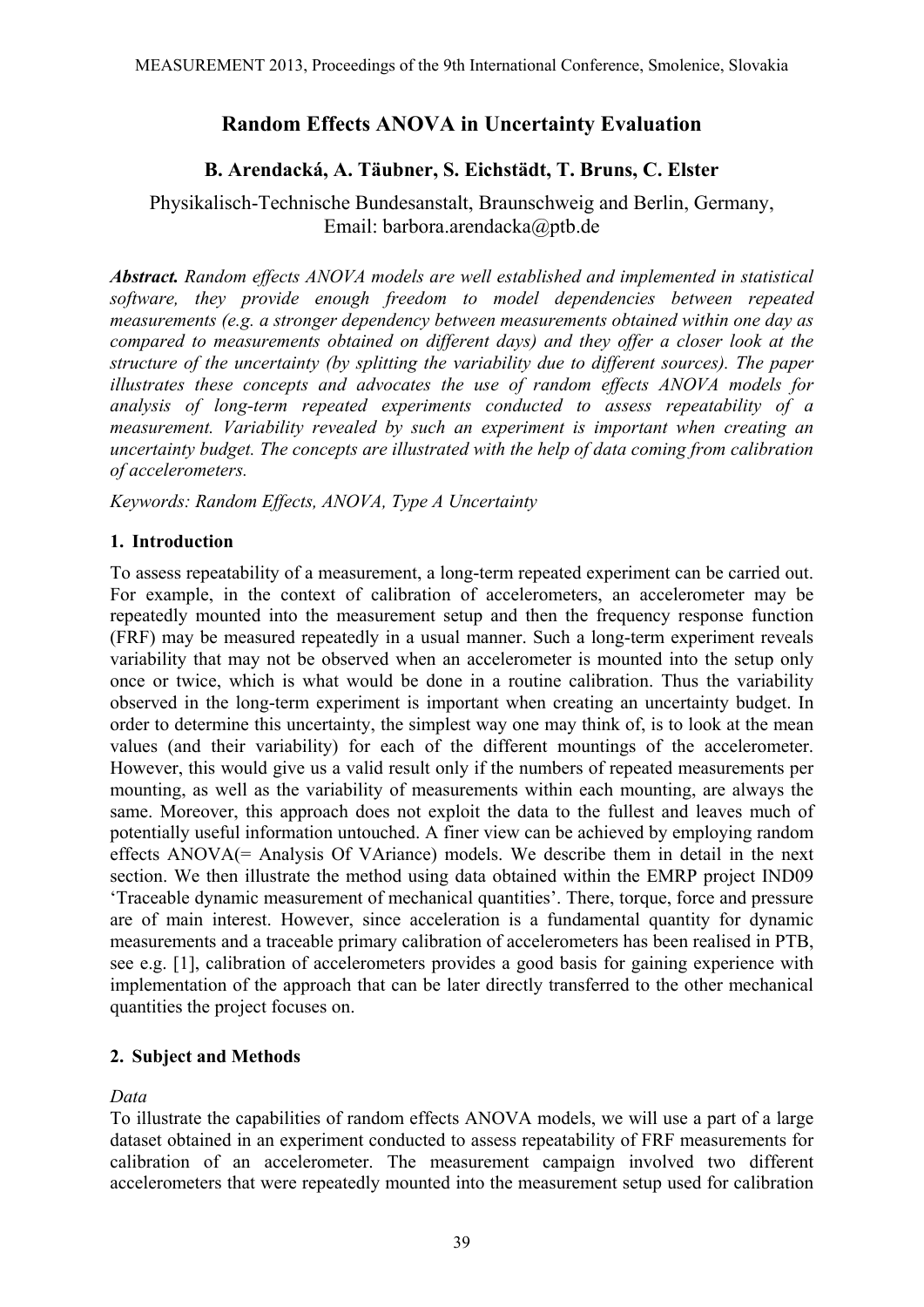# Random Effects ANOVA in Uncertainty Evaluation

### B. Arendacká, A. Täubner, S. Eichstädt, T. Bruns, C. Elster

Physikalisch-Technische Bundesanstalt, Braunschweig and Berlin, Germany,
Email: barbora.arendacka@ptb.de

***Abstract.*** *Random effects ANOVA models are well established and implemented in statistical software, they provide enough freedom to model dependencies between repeated measurements (e.g. a stronger dependency between measurements obtained within one day as compared to measurements obtained on different days) and they offer a closer look at the structure of the uncertainty (by splitting the variability due to different sources). The paper illustrates these concepts and advocates the use of random effects ANOVA models for analysis of long-term repeated experiments conducted to assess repeatability of a measurement. Variability revealed by such an experiment is important when creating an uncertainty budget. The concepts are illustrated with the help of data coming from calibration of accelerometers.*

*Keywords: Random Effects, ANOVA, Type A Uncertainty*

## 1. Introduction

To assess repeatability of a measurement, a long-term repeated experiment can be carried out. For example, in the context of calibration of accelerometers, an accelerometer may be repeatedly mounted into the measurement setup and then the frequency response function (FRF) may be measured repeatedly in a usual manner. Such a long-term experiment reveals variability that may not be observed when an accelerometer is mounted into the setup only once or twice, which is what would be done in a routine calibration. Thus the variability observed in the long-term experiment is important when creating an uncertainty budget. In order to determine this uncertainty, the simplest way one may think of, is to look at the mean values (and their variability) for each of the different mountings of the accelerometer. However, this would give us a valid result only if the numbers of repeated measurements per mounting, as well as the variability of measurements within each mounting, are always the same. Moreover, this approach does not exploit the data to the fullest and leaves much of potentially useful information untouched. A finer view can be achieved by employing random effects ANOVA(= Analysis Of VAriance) models. We describe them in detail in the next section. We then illustrate the method using data obtained within the EMRP project IND09 'Traceable dynamic measurement of mechanical quantities'. There, torque, force and pressure are of main interest. However, since acceleration is a fundamental quantity for dynamic measurements and a traceable primary calibration of accelerometers has been realised in PTB, see e.g. [1], calibration of accelerometers provides a good basis for gaining experience with implementation of the approach that can be later directly transferred to the other mechanical quantities the project focuses on.

## 2. Subject and Methods

*Data*

To illustrate the capabilities of random effects ANOVA models, we will use a part of a large dataset obtained in an experiment conducted to assess repeatability of FRF measurements for calibration of an accelerometer. The measurement campaign involved two different accelerometers that were repeatedly mounted into the measurement setup used for calibration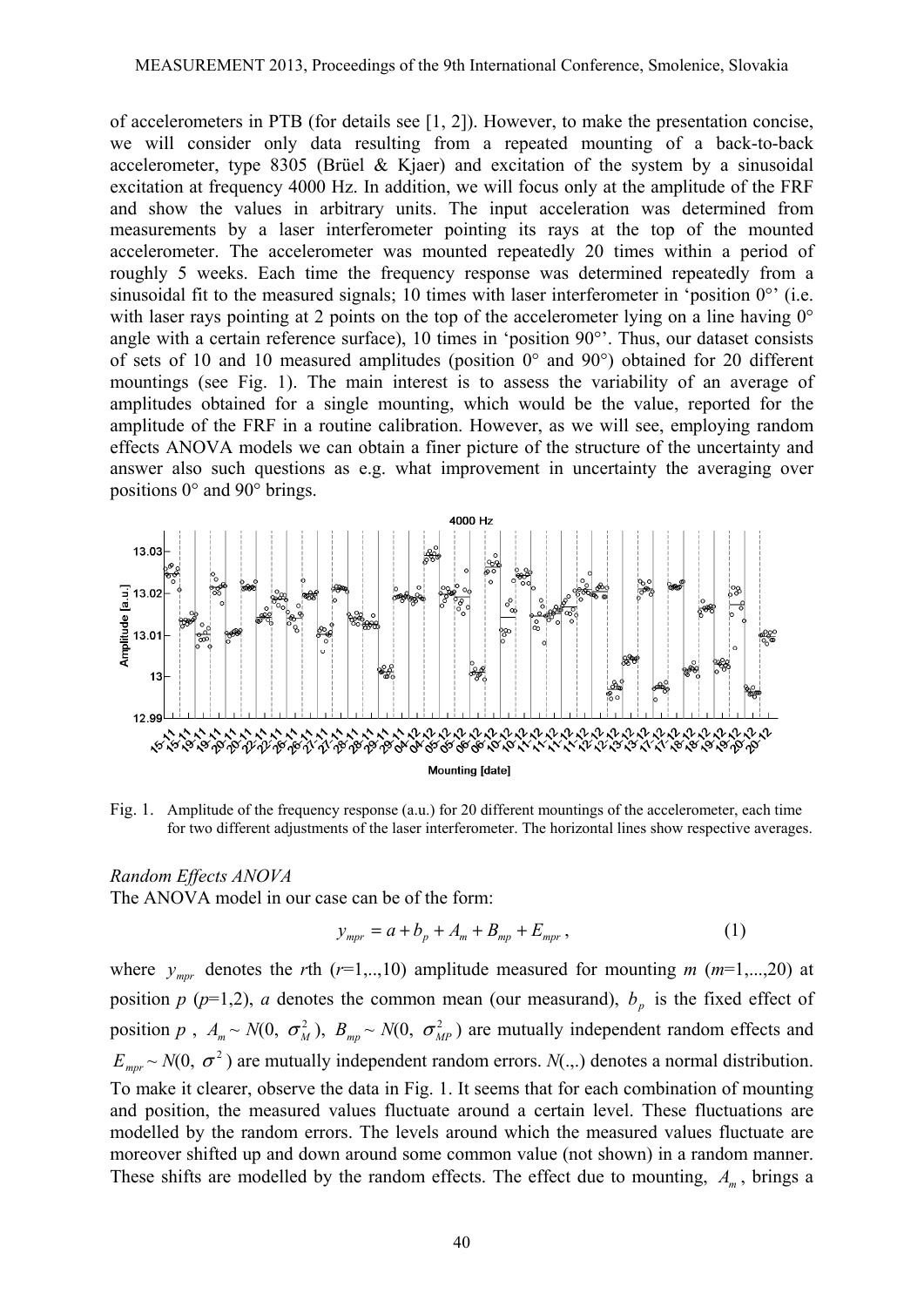of accelerometers in PTB (for details see [1, 2]). However, to make the presentation concise, we will consider only data resulting from a repeated mounting of a back-to-back accelerometer, type 8305 (Brüel & Kjaer) and excitation of the system by a sinusoidal excitation at frequency 4000 Hz. In addition, we will focus only at the amplitude of the FRF and show the values in arbitrary units. The input acceleration was determined from measurements by a laser interferometer pointing its rays at the top of the mounted accelerometer. The accelerometer was mounted repeatedly 20 times within a period of roughly 5 weeks. Each time the frequency response was determined repeatedly from a sinusoidal fit to the measured signals; 10 times with laser interferometer in 'position 0°' (i.e. with laser rays pointing at 2 points on the top of the accelerometer lying on a line having 0° angle with a certain reference surface), 10 times in 'position 90°'. Thus, our dataset consists of sets of 10 and 10 measured amplitudes (position 0° and 90°) obtained for 20 different mountings (see Fig. 1). The main interest is to assess the variability of an average of amplitudes obtained for a single mounting, which would be the value, reported for the amplitude of the FRF in a routine calibration. However, as we will see, employing random effects ANOVA models we can obtain a finer picture of the structure of the uncertainty and answer also such questions as e.g. what improvement in uncertainty the averaging over positions 0° and 90° brings.

Fig. 1. Amplitude of the frequency response (a.u.) for 20 different mountings of the accelerometer, each time for two different adjustments of the laser interferometer. The horizontal lines show respective averages.

*Random Effects ANOVA*

The ANOVA model in our case can be of the form:

$$y_{mpr} = a + b_p + A_m + B_{mp} + E_{mpr}, \qquad (1)$$

where $y_{mpr}$ denotes the $r$th ($r$=1,..,10) amplitude measured for mounting $m$ ($m$=1,...,20) at position $p$ ($p$=1,2), $a$ denotes the common mean (our measurand), $b_p$ is the fixed effect of position $p$, $A_m \sim N(0, \sigma_M^2)$, $B_{mp} \sim N(0, \sigma_{MP}^2)$ are mutually independent random effects and $E_{mpr} \sim N(0, \sigma^2)$ are mutually independent random errors. $N$(.,.) denotes a normal distribution. To make it clearer, observe the data in Fig. 1. It seems that for each combination of mounting and position, the measured values fluctuate around a certain level. These fluctuations are modelled by the random errors. The levels around which the measured values fluctuate are moreover shifted up and down around some common value (not shown) in a random manner. These shifts are modelled by the random effects. The effect due to mounting, $A_m$, brings a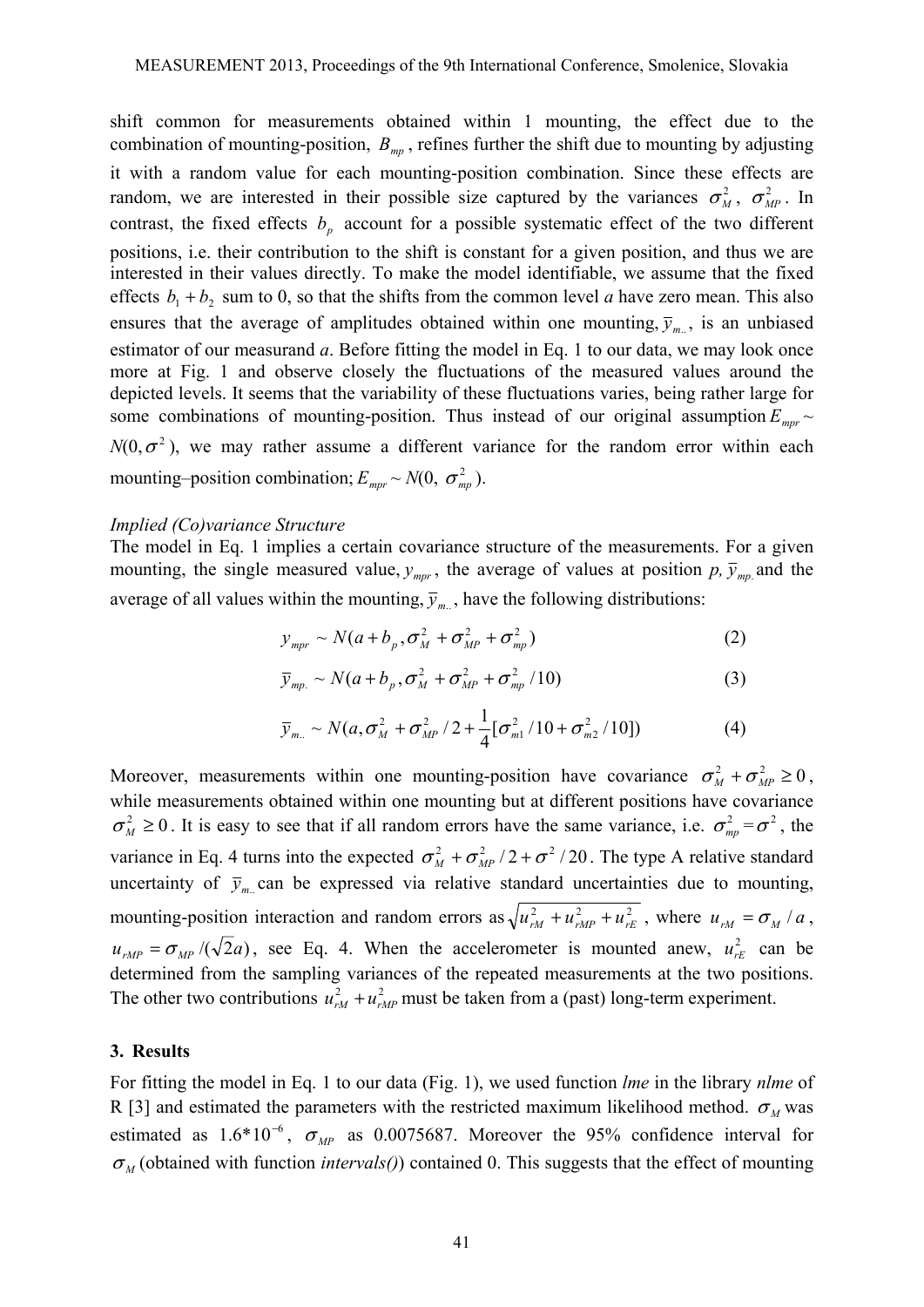shift common for measurements obtained within 1 mounting, the effect due to the combination of mounting-position, $B_{mp}$, refines further the shift due to mounting by adjusting it with a random value for each mounting-position combination. Since these effects are random, we are interested in their possible size captured by the variances $\sigma_M^2$, $\sigma_{MP}^2$. In contrast, the fixed effects $b_p$ account for a possible systematic effect of the two different positions, i.e. their contribution to the shift is constant for a given position, and thus we are interested in their values directly. To make the model identifiable, we assume that the fixed effects $b_1 + b_2$ sum to 0, so that the shifts from the common level *a* have zero mean. This also ensures that the average of amplitudes obtained within one mounting, $\bar{y}_{m..}$, is an unbiased estimator of our measurand *a*. Before fitting the model in Eq. 1 to our data, we may look once more at Fig. 1 and observe closely the fluctuations of the measured values around the depicted levels. It seems that the variability of these fluctuations varies, being rather large for some combinations of mounting-position. Thus instead of our original assumption $E_{mpr} \sim N(0, \sigma^2)$, we may rather assume a different variance for the random error within each mounting–position combination; $E_{mpr} \sim N(0, \sigma_{mp}^2)$.

*Implied (Co)variance Structure*

The model in Eq. 1 implies a certain covariance structure of the measurements. For a given mounting, the single measured value, $y_{mpr}$, the average of values at position *p*, $\bar{y}_{mp.}$ and the average of all values within the mounting, $\bar{y}_{m..}$, have the following distributions:

$$y_{mpr} \sim N(a + b_p, \sigma_M^2 + \sigma_{MP}^2 + \sigma_{mp}^2) \tag{2}$$

$$\bar{y}_{mp.} \sim N(a + b_p, \sigma_M^2 + \sigma_{MP}^2 + \sigma_{mp}^2 / 10) \tag{3}$$

$$\bar{y}_{m..} \sim N(a, \sigma_M^2 + \sigma_{MP}^2 / 2 + \frac{1}{4}[\sigma_{m1}^2 / 10 + \sigma_{m2}^2 / 10]) \tag{4}$$

Moreover, measurements within one mounting-position have covariance $\sigma_M^2 + \sigma_{MP}^2 \geq 0$, while measurements obtained within one mounting but at different positions have covariance $\sigma_M^2 \geq 0$. It is easy to see that if all random errors have the same variance, i.e. $\sigma_{mp}^2 = \sigma^2$, the variance in Eq. 4 turns into the expected $\sigma_M^2 + \sigma_{MP}^2 / 2 + \sigma^2 / 20$. The type A relative standard uncertainty of $\bar{y}_{m..}$ can be expressed via relative standard uncertainties due to mounting, mounting-position interaction and random errors as $\sqrt{u_{rM}^2 + u_{rMP}^2 + u_{rE}^2}$, where $u_{rM} = \sigma_M / a$, $u_{rMP} = \sigma_{MP} / (\sqrt{2}a)$, see Eq. 4. When the accelerometer is mounted anew, $u_{rE}^2$ can be determined from the sampling variances of the repeated measurements at the two positions. The other two contributions $u_{rM}^2 + u_{rMP}^2$ must be taken from a (past) long-term experiment.

## 3. Results

For fitting the model in Eq. 1 to our data (Fig. 1), we used function *lme* in the library *nlme* of R [3] and estimated the parameters with the restricted maximum likelihood method. $\sigma_M$ was estimated as $1.6 \cdot 10^{-6}$, $\sigma_{MP}$ as 0.0075687. Moreover the 95% confidence interval for $\sigma_M$ (obtained with function *intervals()*) contained 0. This suggests that the effect of mounting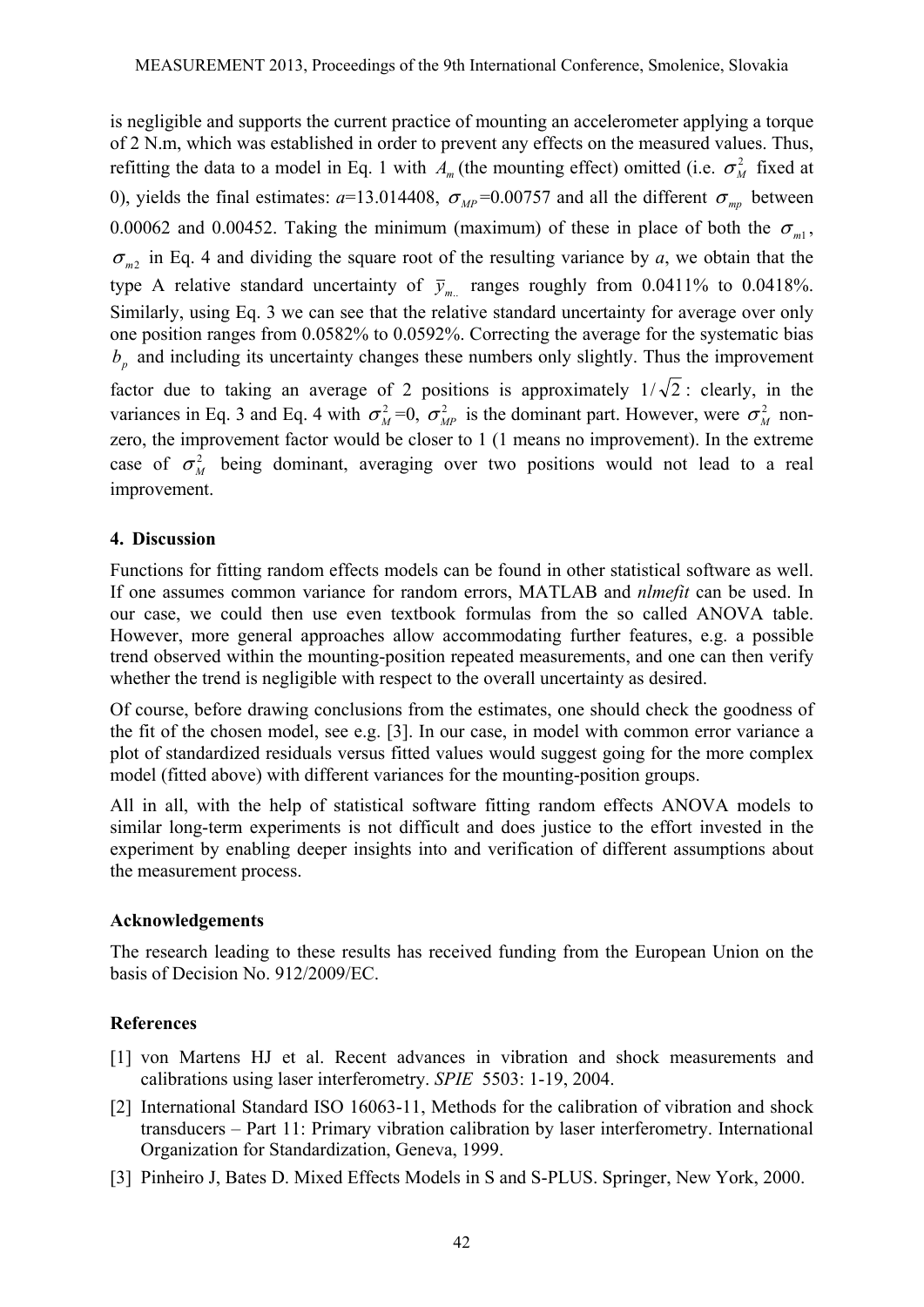is negligible and supports the current practice of mounting an accelerometer applying a torque of 2 N.m, which was established in order to prevent any effects on the measured values. Thus, refitting the data to a model in Eq. 1 with $A_m$ (the mounting effect) omitted (i.e. $\sigma_M^2$ fixed at 0), yields the final estimates: $a$=13.014408, $\sigma_{MP}$=0.00757 and all the different $\sigma_{mp}$ between 0.00062 and 0.00452. Taking the minimum (maximum) of these in place of both the $\sigma_{m1}$, $\sigma_{m2}$ in Eq. 4 and dividing the square root of the resulting variance by $a$, we obtain that the type A relative standard uncertainty of $\bar{y}_{m..}$ ranges roughly from 0.0411% to 0.0418%. Similarly, using Eq. 3 we can see that the relative standard uncertainty for average over only one position ranges from 0.0582% to 0.0592%. Correcting the average for the systematic bias $b_p$ and including its uncertainty changes these numbers only slightly. Thus the improvement factor due to taking an average of 2 positions is approximately $1/\sqrt{2}$: clearly, in the variances in Eq. 3 and Eq. 4 with $\sigma_M^2$=0, $\sigma_{MP}^2$ is the dominant part. However, were $\sigma_M^2$ non-zero, the improvement factor would be closer to 1 (1 means no improvement). In the extreme case of $\sigma_M^2$ being dominant, averaging over two positions would not lead to a real improvement.

## 4. Discussion

Functions for fitting random effects models can be found in other statistical software as well. If one assumes common variance for random errors, MATLAB and *nlmefit* can be used. In our case, we could then use even textbook formulas from the so called ANOVA table. However, more general approaches allow accommodating further features, e.g. a possible trend observed within the mounting-position repeated measurements, and one can then verify whether the trend is negligible with respect to the overall uncertainty as desired.

Of course, before drawing conclusions from the estimates, one should check the goodness of the fit of the chosen model, see e.g. [3]. In our case, in model with common error variance a plot of standardized residuals versus fitted values would suggest going for the more complex model (fitted above) with different variances for the mounting-position groups.

All in all, with the help of statistical software fitting random effects ANOVA models to similar long-term experiments is not difficult and does justice to the effort invested in the experiment by enabling deeper insights into and verification of different assumptions about the measurement process.

### Acknowledgements

The research leading to these results has received funding from the European Union on the basis of Decision No. 912/2009/EC.

### References

[1] von Martens HJ et al. Recent advances in vibration and shock measurements and calibrations using laser interferometry. *SPIE* 5503: 1-19, 2004.

[2] International Standard ISO 16063-11, Methods for the calibration of vibration and shock transducers – Part 11: Primary vibration calibration by laser interferometry. International Organization for Standardization, Geneva, 1999.

[3] Pinheiro J, Bates D. Mixed Effects Models in S and S-PLUS. Springer, New York, 2000.